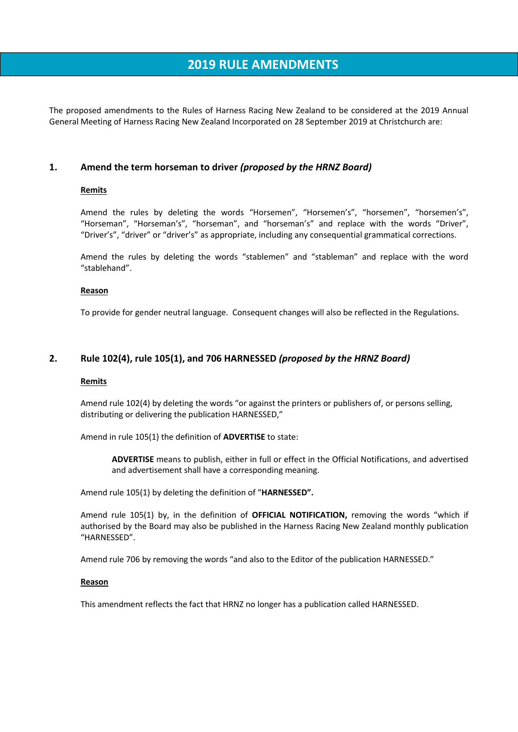# 2019 RULE AMENDMENTS

The proposed amendments to the Rules of Harness Racing New Zealand to be considered at the 2019 Annual General Meeting of Harness Racing New Zealand Incorporated on 28 September 2019 at Christchurch are:

## 1. Amend the term horseman to driver *(proposed by the HRNZ Board)*

**Remits**

Amend the rules by deleting the words "Horsemen", "Horsemen's", "horsemen", "horsemen's", "Horseman", "Horseman's", "horseman", and "horseman's" and replace with the words "Driver", "Driver's", "driver" or "driver's" as appropriate, including any consequential grammatical corrections.

Amend the rules by deleting the words "stablemen" and "stableman" and replace with the word "stablehand".

**Reason**

To provide for gender neutral language. Consequent changes will also be reflected in the Regulations.

## 2. Rule 102(4), rule 105(1), and 706 HARNESSED *(proposed by the HRNZ Board)*

**Remits**

Amend rule 102(4) by deleting the words "or against the printers or publishers of, or persons selling, distributing or delivering the publication HARNESSED,"

Amend in rule 105(1) the definition of **ADVERTISE** to state:

> **ADVERTISE** means to publish, either in full or effect in the Official Notifications, and advertised and advertisement shall have a corresponding meaning.

Amend rule 105(1) by deleting the definition of "**HARNESSED".**

Amend rule 105(1) by, in the definition of **OFFICIAL NOTIFICATION,** removing the words "which if authorised by the Board may also be published in the Harness Racing New Zealand monthly publication "HARNESSED".

Amend rule 706 by removing the words "and also to the Editor of the publication HARNESSED."

**Reason**

This amendment reflects the fact that HRNZ no longer has a publication called HARNESSED.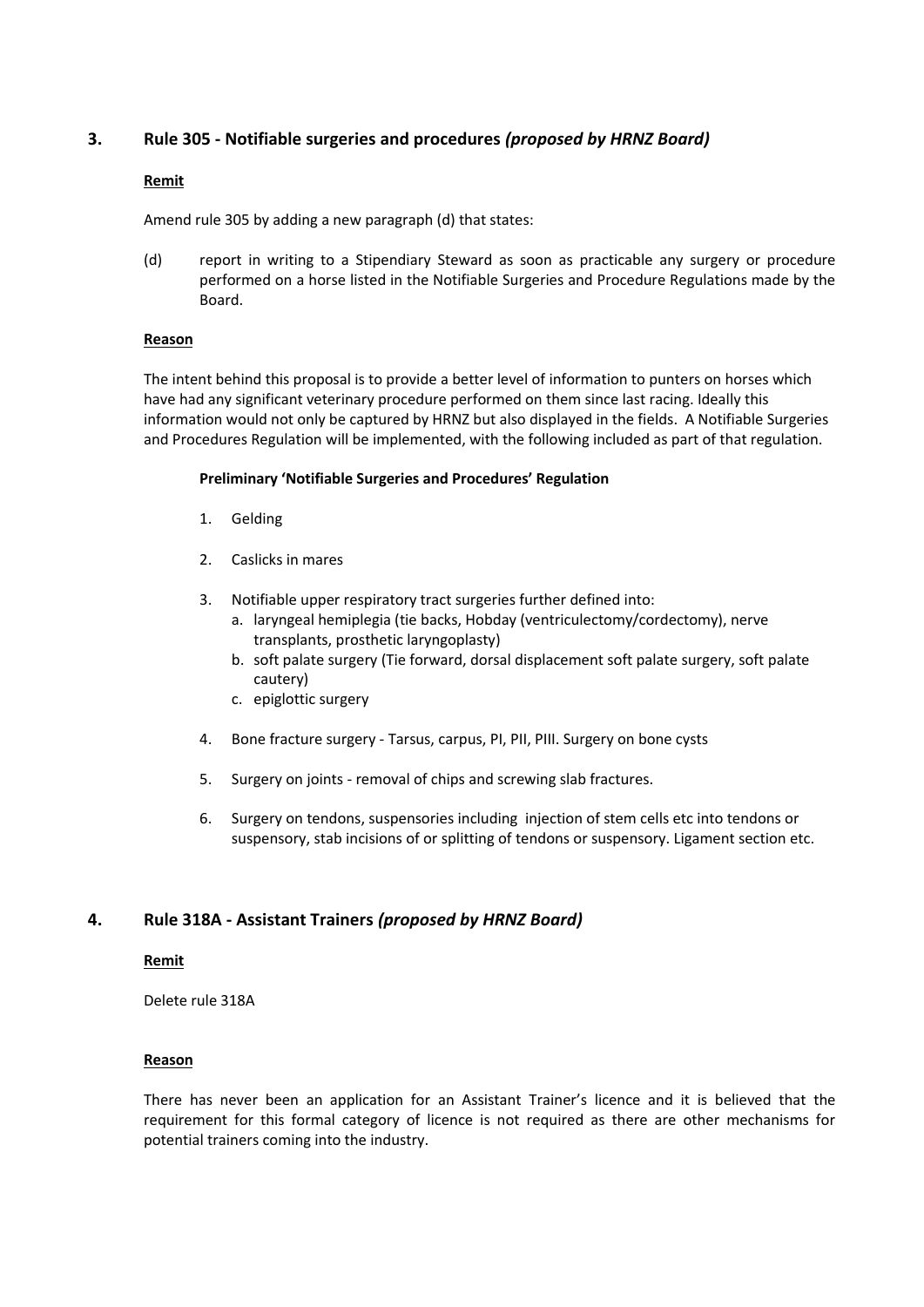## 3. Rule 305 - Notifiable surgeries and procedures *(proposed by HRNZ Board)*

**Remit**

Amend rule 305 by adding a new paragraph (d) that states:

(d) report in writing to a Stipendiary Steward as soon as practicable any surgery or procedure performed on a horse listed in the Notifiable Surgeries and Procedure Regulations made by the Board.

**Reason**

The intent behind this proposal is to provide a better level of information to punters on horses which have had any significant veterinary procedure performed on them since last racing. Ideally this information would not only be captured by HRNZ but also displayed in the fields. A Notifiable Surgeries and Procedures Regulation will be implemented, with the following included as part of that regulation.

**Preliminary 'Notifiable Surgeries and Procedures' Regulation**

1. Gelding
2. Caslicks in mares
3. Notifiable upper respiratory tract surgeries further defined into:
   a. laryngeal hemiplegia (tie backs, Hobday (ventriculectomy/cordectomy), nerve transplants, prosthetic laryngoplasty)
   b. soft palate surgery (Tie forward, dorsal displacement soft palate surgery, soft palate cautery)
   c. epiglottic surgery
4. Bone fracture surgery - Tarsus, carpus, PI, PII, PIII. Surgery on bone cysts
5. Surgery on joints - removal of chips and screwing slab fractures.
6. Surgery on tendons, suspensories including injection of stem cells etc into tendons or suspensory, stab incisions of or splitting of tendons or suspensory. Ligament section etc.

## 4. Rule 318A - Assistant Trainers *(proposed by HRNZ Board)*

**Remit**

Delete rule 318A

**Reason**

There has never been an application for an Assistant Trainer's licence and it is believed that the requirement for this formal category of licence is not required as there are other mechanisms for potential trainers coming into the industry.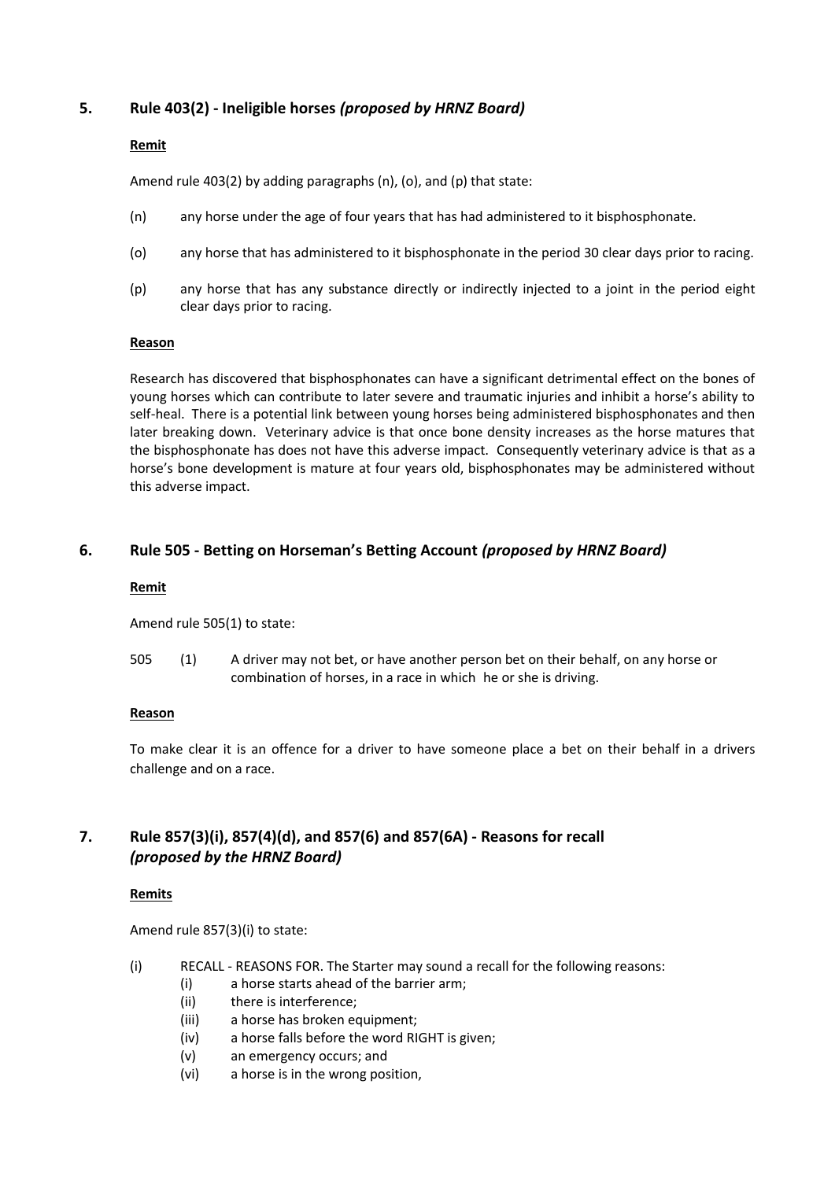## 5. Rule 403(2) - Ineligible horses *(proposed by HRNZ Board)*

**Remit**

Amend rule 403(2) by adding paragraphs (n), (o), and (p) that state:

(n) any horse under the age of four years that has had administered to it bisphosphonate.

(o) any horse that has administered to it bisphosphonate in the period 30 clear days prior to racing.

(p) any horse that has any substance directly or indirectly injected to a joint in the period eight clear days prior to racing.

**Reason**

Research has discovered that bisphosphonates can have a significant detrimental effect on the bones of young horses which can contribute to later severe and traumatic injuries and inhibit a horse's ability to self-heal. There is a potential link between young horses being administered bisphosphonates and then later breaking down. Veterinary advice is that once bone density increases as the horse matures that the bisphosphonate has does not have this adverse impact. Consequently veterinary advice is that as a horse's bone development is mature at four years old, bisphosphonates may be administered without this adverse impact.

## 6. Rule 505 - Betting on Horseman's Betting Account *(proposed by HRNZ Board)*

**Remit**

Amend rule 505(1) to state:

505 (1) A driver may not bet, or have another person bet on their behalf, on any horse or combination of horses, in a race in which he or she is driving.

**Reason**

To make clear it is an offence for a driver to have someone place a bet on their behalf in a drivers challenge and on a race.

## 7. Rule 857(3)(i), 857(4)(d), and 857(6) and 857(6A) - Reasons for recall *(proposed by the HRNZ Board)*

**Remits**

Amend rule 857(3)(i) to state:

(i) RECALL - REASONS FOR. The Starter may sound a recall for the following reasons:
   - (i) a horse starts ahead of the barrier arm;
   - (ii) there is interference;
   - (iii) a horse has broken equipment;
   - (iv) a horse falls before the word RIGHT is given;
   - (v) an emergency occurs; and
   - (vi) a horse is in the wrong position,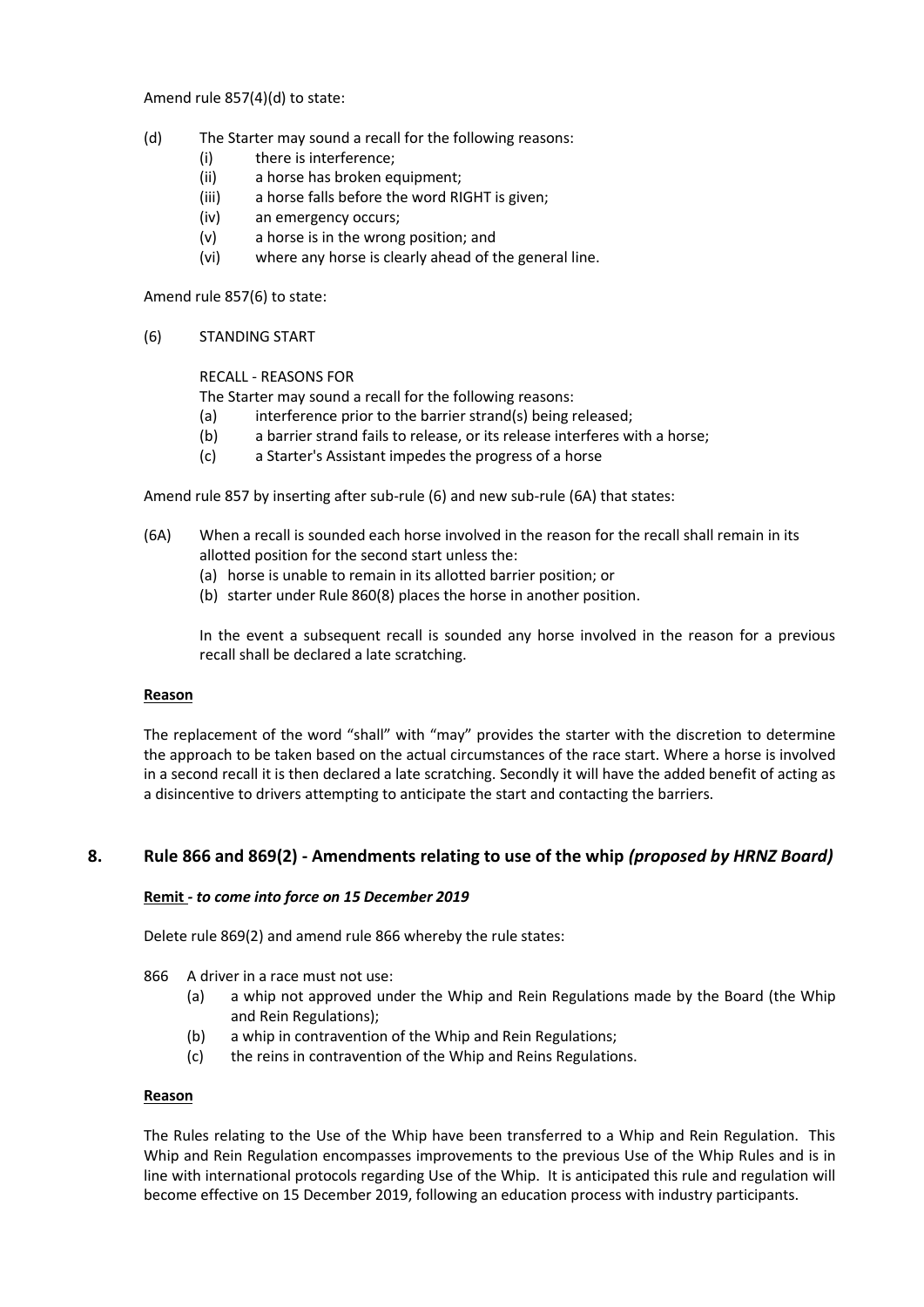Amend rule 857(4)(d) to state:

(d) The Starter may sound a recall for the following reasons:
  - (i) there is interference;
  - (ii) a horse has broken equipment;
  - (iii) a horse falls before the word RIGHT is given;
  - (iv) an emergency occurs;
  - (v) a horse is in the wrong position; and
  - (vi) where any horse is clearly ahead of the general line.

Amend rule 857(6) to state:

(6) STANDING START

RECALL - REASONS FOR

The Starter may sound a recall for the following reasons:
  - (a) interference prior to the barrier strand(s) being released;
  - (b) a barrier strand fails to release, or its release interferes with a horse;
  - (c) a Starter's Assistant impedes the progress of a horse

Amend rule 857 by inserting after sub-rule (6) and new sub-rule (6A) that states:

(6A) When a recall is sounded each horse involved in the reason for the recall shall remain in its allotted position for the second start unless the:
  - (a) horse is unable to remain in its allotted barrier position; or
  - (b) starter under Rule 860(8) places the horse in another position.

In the event a subsequent recall is sounded any horse involved in the reason for a previous recall shall be declared a late scratching.

**Reason**

The replacement of the word "shall" with "may" provides the starter with the discretion to determine the approach to be taken based on the actual circumstances of the race start. Where a horse is involved in a second recall it is then declared a late scratching. Secondly it will have the added benefit of acting as a disincentive to drivers attempting to anticipate the start and contacting the barriers.

## 8. Rule 866 and 869(2) - Amendments relating to use of the whip *(proposed by HRNZ Board)*

**Remit** - ***to come into force on 15 December 2019***

Delete rule 869(2) and amend rule 866 whereby the rule states:

866 A driver in a race must not use:
  - (a) a whip not approved under the Whip and Rein Regulations made by the Board (the Whip and Rein Regulations);
  - (b) a whip in contravention of the Whip and Rein Regulations;
  - (c) the reins in contravention of the Whip and Reins Regulations.

**Reason**

The Rules relating to the Use of the Whip have been transferred to a Whip and Rein Regulation. This Whip and Rein Regulation encompasses improvements to the previous Use of the Whip Rules and is in line with international protocols regarding Use of the Whip. It is anticipated this rule and regulation will become effective on 15 December 2019, following an education process with industry participants.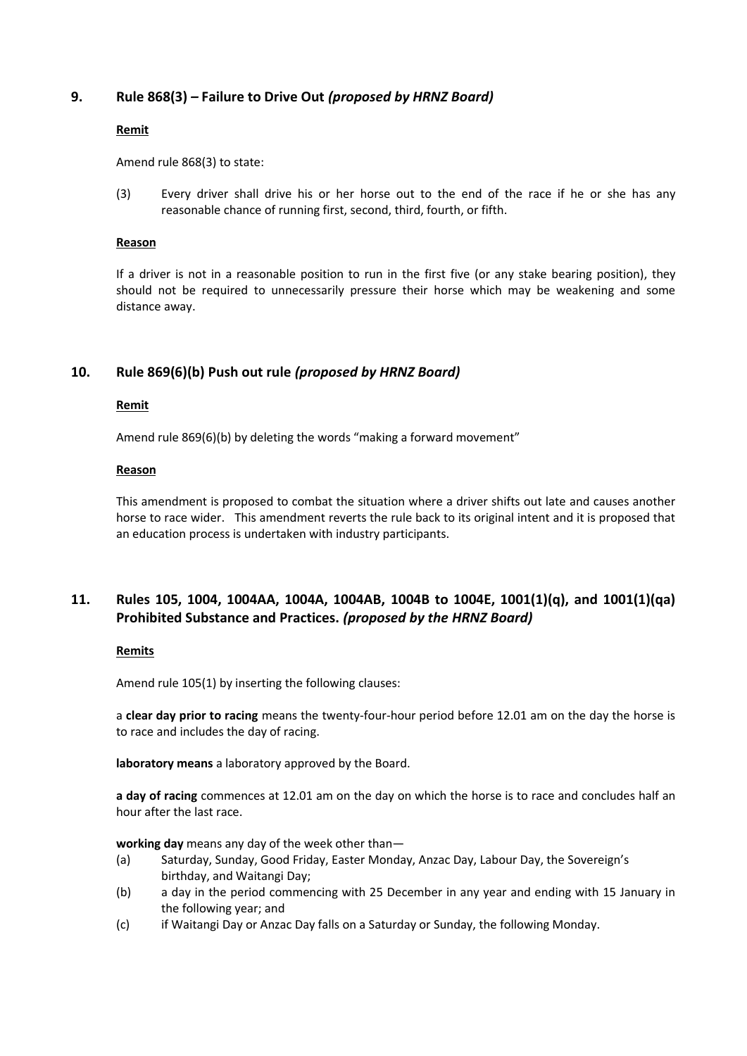## 9. Rule 868(3) – Failure to Drive Out *(proposed by HRNZ Board)*

**Remit**

Amend rule 868(3) to state:

(3) Every driver shall drive his or her horse out to the end of the race if he or she has any reasonable chance of running first, second, third, fourth, or fifth.

**Reason**

If a driver is not in a reasonable position to run in the first five (or any stake bearing position), they should not be required to unnecessarily pressure their horse which may be weakening and some distance away.

## 10. Rule 869(6)(b) Push out rule *(proposed by HRNZ Board)*

**Remit**

Amend rule 869(6)(b) by deleting the words "making a forward movement"

**Reason**

This amendment is proposed to combat the situation where a driver shifts out late and causes another horse to race wider. This amendment reverts the rule back to its original intent and it is proposed that an education process is undertaken with industry participants.

## 11. Rules 105, 1004, 1004AA, 1004A, 1004AB, 1004B to 1004E, 1001(1)(q), and 1001(1)(qa) Prohibited Substance and Practices. *(proposed by the HRNZ Board)*

**Remits**

Amend rule 105(1) by inserting the following clauses:

a **clear day prior to racing** means the twenty-four-hour period before 12.01 am on the day the horse is to race and includes the day of racing.

**laboratory means** a laboratory approved by the Board.

**a day of racing** commences at 12.01 am on the day on which the horse is to race and concludes half an hour after the last race.

**working day** means any day of the week other than—

(a) Saturday, Sunday, Good Friday, Easter Monday, Anzac Day, Labour Day, the Sovereign's birthday, and Waitangi Day;

(b) a day in the period commencing with 25 December in any year and ending with 15 January in the following year; and

(c) if Waitangi Day or Anzac Day falls on a Saturday or Sunday, the following Monday.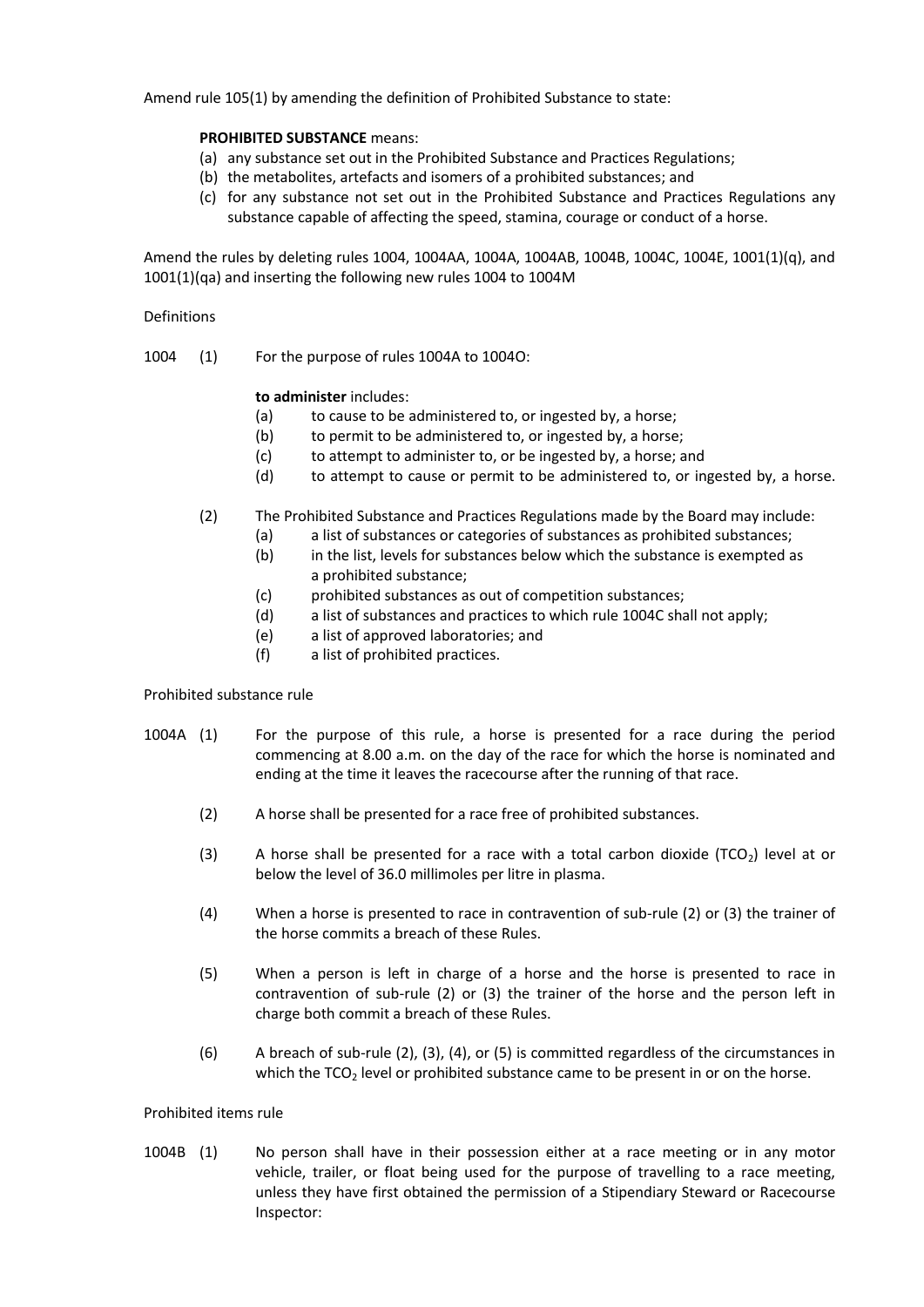Amend rule 105(1) by amending the definition of Prohibited Substance to state:

**PROHIBITED SUBSTANCE** means:

(a) any substance set out in the Prohibited Substance and Practices Regulations;
(b) the metabolites, artefacts and isomers of a prohibited substances; and
(c) for any substance not set out in the Prohibited Substance and Practices Regulations any substance capable of affecting the speed, stamina, courage or conduct of a horse.

Amend the rules by deleting rules 1004, 1004AA, 1004A, 1004AB, 1004B, 1004C, 1004E, 1001(1)(q), and 1001(1)(qa) and inserting the following new rules 1004 to 1004M

Definitions

1004 (1) For the purpose of rules 1004A to 1004O:

**to administer** includes:

(a) to cause to be administered to, or ingested by, a horse;
(b) to permit to be administered to, or ingested by, a horse;
(c) to attempt to administer to, or be ingested by, a horse; and
(d) to attempt to cause or permit to be administered to, or ingested by, a horse.

(2) The Prohibited Substance and Practices Regulations made by the Board may include:

(a) a list of substances or categories of substances as prohibited substances;
(b) in the list, levels for substances below which the substance is exempted as a prohibited substance;
(c) prohibited substances as out of competition substances;
(d) a list of substances and practices to which rule 1004C shall not apply;
(e) a list of approved laboratories; and
(f) a list of prohibited practices.

Prohibited substance rule

1004A (1) For the purpose of this rule, a horse is presented for a race during the period commencing at 8.00 a.m. on the day of the race for which the horse is nominated and ending at the time it leaves the racecourse after the running of that race.

(2) A horse shall be presented for a race free of prohibited substances.

(3) A horse shall be presented for a race with a total carbon dioxide ($TCO_2$) level at or below the level of 36.0 millimoles per litre in plasma.

(4) When a horse is presented to race in contravention of sub-rule (2) or (3) the trainer of the horse commits a breach of these Rules.

(5) When a person is left in charge of a horse and the horse is presented to race in contravention of sub-rule (2) or (3) the trainer of the horse and the person left in charge both commit a breach of these Rules.

(6) A breach of sub-rule (2), (3), (4), or (5) is committed regardless of the circumstances in which the $TCO_2$ level or prohibited substance came to be present in or on the horse.

Prohibited items rule

1004B (1) No person shall have in their possession either at a race meeting or in any motor vehicle, trailer, or float being used for the purpose of travelling to a race meeting, unless they have first obtained the permission of a Stipendiary Steward or Racecourse Inspector: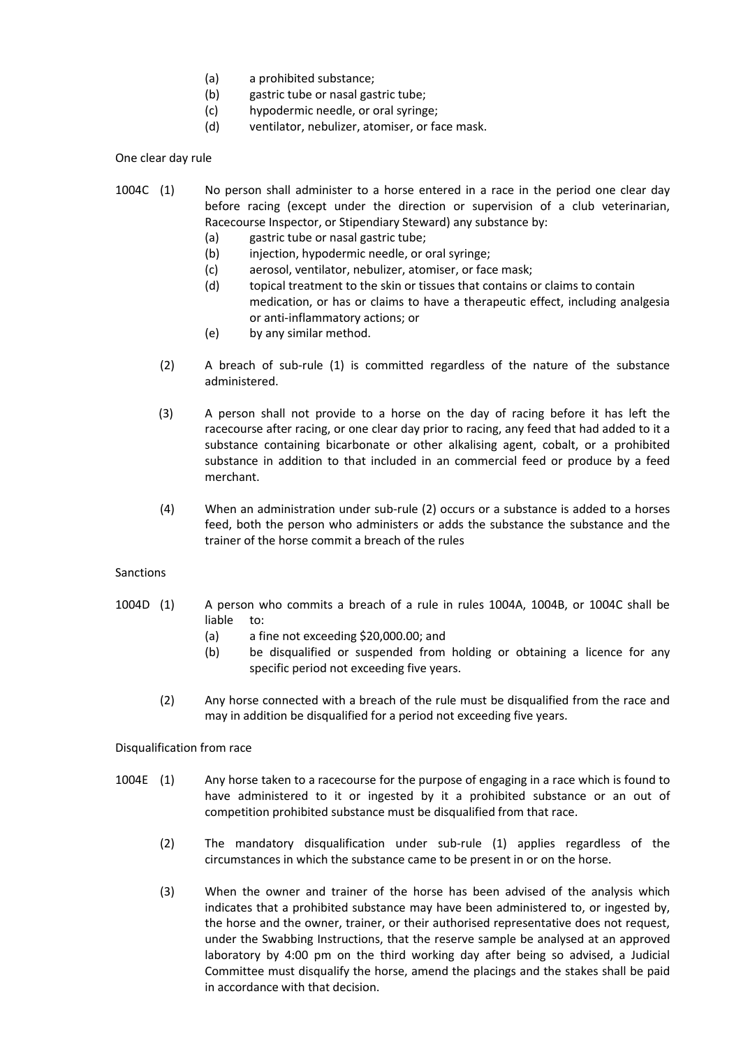(a) a prohibited substance;
(b) gastric tube or nasal gastric tube;
(c) hypodermic needle, or oral syringe;
(d) ventilator, nebulizer, atomiser, or face mask.

One clear day rule

1004C (1) No person shall administer to a horse entered in a race in the period one clear day before racing (except under the direction or supervision of a club veterinarian, Racecourse Inspector, or Stipendiary Steward) any substance by:

(a) gastric tube or nasal gastric tube;
(b) injection, hypodermic needle, or oral syringe;
(c) aerosol, ventilator, nebulizer, atomiser, or face mask;
(d) topical treatment to the skin or tissues that contains or claims to contain medication, or has or claims to have a therapeutic effect, including analgesia or anti-inflammatory actions; or
(e) by any similar method.

(2) A breach of sub-rule (1) is committed regardless of the nature of the substance administered.

(3) A person shall not provide to a horse on the day of racing before it has left the racecourse after racing, or one clear day prior to racing, any feed that had added to it a substance containing bicarbonate or other alkalising agent, cobalt, or a prohibited substance in addition to that included in an commercial feed or produce by a feed merchant.

(4) When an administration under sub-rule (2) occurs or a substance is added to a horses feed, both the person who administers or adds the substance the substance and the trainer of the horse commit a breach of the rules

Sanctions

1004D (1) A person who commits a breach of a rule in rules 1004A, 1004B, or 1004C shall be liable to:

(a) a fine not exceeding $20,000.00; and
(b) be disqualified or suspended from holding or obtaining a licence for any specific period not exceeding five years.

(2) Any horse connected with a breach of the rule must be disqualified from the race and may in addition be disqualified for a period not exceeding five years.

Disqualification from race

1004E (1) Any horse taken to a racecourse for the purpose of engaging in a race which is found to have administered to it or ingested by it a prohibited substance or an out of competition prohibited substance must be disqualified from that race.

(2) The mandatory disqualification under sub-rule (1) applies regardless of the circumstances in which the substance came to be present in or on the horse.

(3) When the owner and trainer of the horse has been advised of the analysis which indicates that a prohibited substance may have been administered to, or ingested by, the horse and the owner, trainer, or their authorised representative does not request, under the Swabbing Instructions, that the reserve sample be analysed at an approved laboratory by 4:00 pm on the third working day after being so advised, a Judicial Committee must disqualify the horse, amend the placings and the stakes shall be paid in accordance with that decision.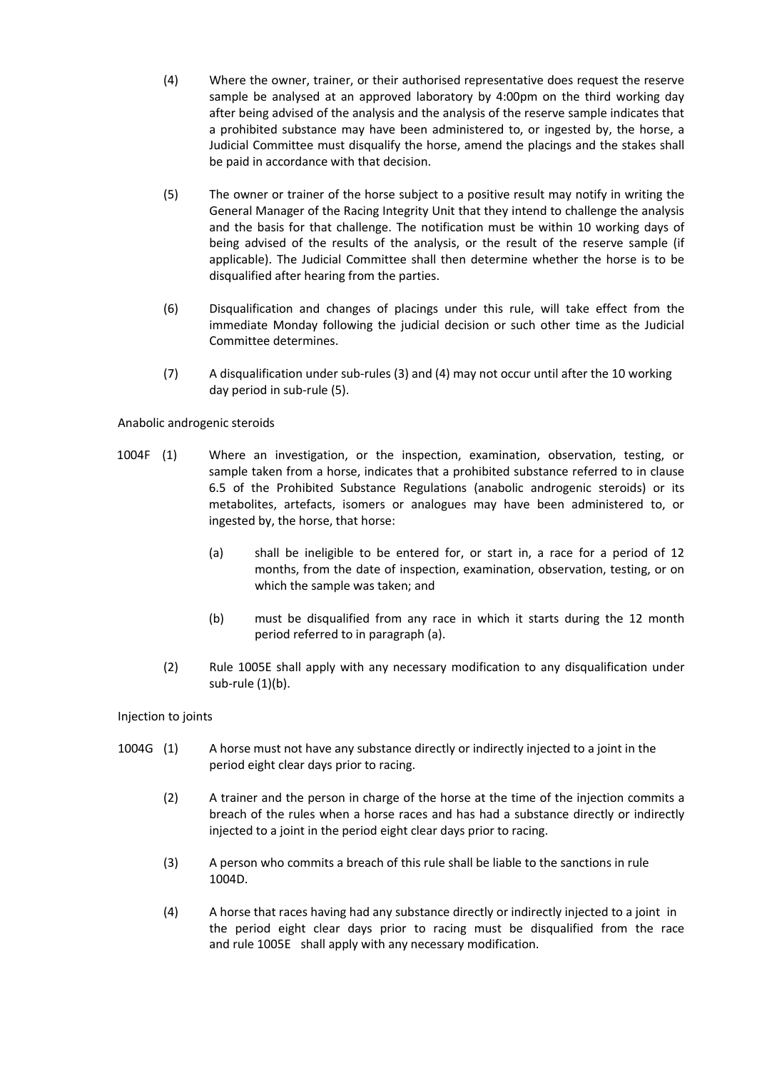(4) Where the owner, trainer, or their authorised representative does request the reserve sample be analysed at an approved laboratory by 4:00pm on the third working day after being advised of the analysis and the analysis of the reserve sample indicates that a prohibited substance may have been administered to, or ingested by, the horse, a Judicial Committee must disqualify the horse, amend the placings and the stakes shall be paid in accordance with that decision.

(5) The owner or trainer of the horse subject to a positive result may notify in writing the General Manager of the Racing Integrity Unit that they intend to challenge the analysis and the basis for that challenge. The notification must be within 10 working days of being advised of the results of the analysis, or the result of the reserve sample (if applicable). The Judicial Committee shall then determine whether the horse is to be disqualified after hearing from the parties.

(6) Disqualification and changes of placings under this rule, will take effect from the immediate Monday following the judicial decision or such other time as the Judicial Committee determines.

(7) A disqualification under sub-rules (3) and (4) may not occur until after the 10 working day period in sub-rule (5).

Anabolic androgenic steroids

1004F (1) Where an investigation, or the inspection, examination, observation, testing, or sample taken from a horse, indicates that a prohibited substance referred to in clause 6.5 of the Prohibited Substance Regulations (anabolic androgenic steroids) or its metabolites, artefacts, isomers or analogues may have been administered to, or ingested by, the horse, that horse:

(a) shall be ineligible to be entered for, or start in, a race for a period of 12 months, from the date of inspection, examination, observation, testing, or on which the sample was taken; and

(b) must be disqualified from any race in which it starts during the 12 month period referred to in paragraph (a).

(2) Rule 1005E shall apply with any necessary modification to any disqualification under sub-rule (1)(b).

Injection to joints

1004G (1) A horse must not have any substance directly or indirectly injected to a joint in the period eight clear days prior to racing.

(2) A trainer and the person in charge of the horse at the time of the injection commits a breach of the rules when a horse races and has had a substance directly or indirectly injected to a joint in the period eight clear days prior to racing.

(3) A person who commits a breach of this rule shall be liable to the sanctions in rule 1004D.

(4) A horse that races having had any substance directly or indirectly injected to a joint in the period eight clear days prior to racing must be disqualified from the race and rule 1005E shall apply with any necessary modification.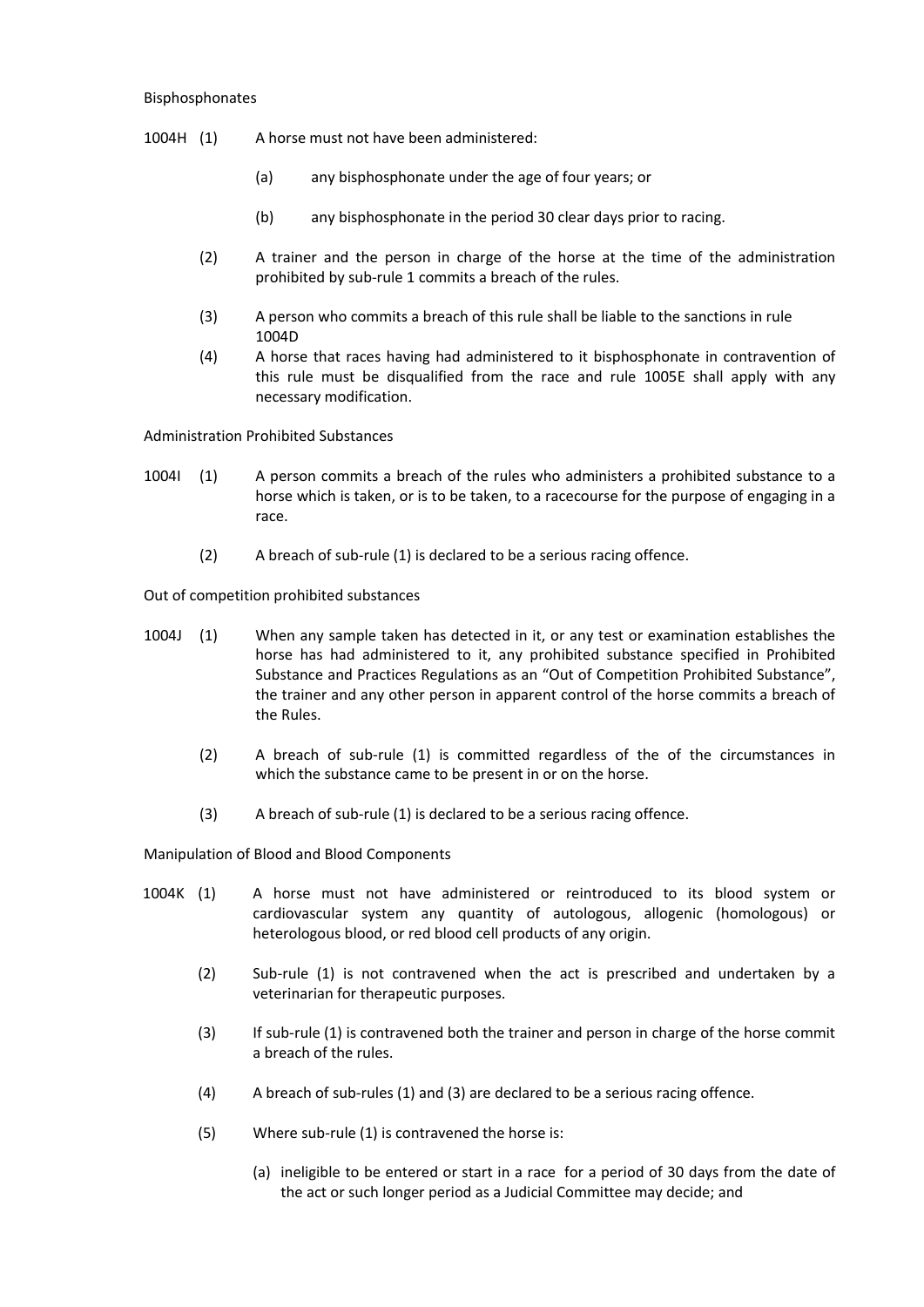Bisphosphonates

1004H (1) A horse must not have been administered:

(a) any bisphosphonate under the age of four years; or

(b) any bisphosphonate in the period 30 clear days prior to racing.

(2) A trainer and the person in charge of the horse at the time of the administration prohibited by sub-rule 1 commits a breach of the rules.

(3) A person who commits a breach of this rule shall be liable to the sanctions in rule 1004D

(4) A horse that races having had administered to it bisphosphonate in contravention of this rule must be disqualified from the race and rule 1005E shall apply with any necessary modification.

Administration Prohibited Substances

1004I (1) A person commits a breach of the rules who administers a prohibited substance to a horse which is taken, or is to be taken, to a racecourse for the purpose of engaging in a race.

(2) A breach of sub-rule (1) is declared to be a serious racing offence.

Out of competition prohibited substances

1004J (1) When any sample taken has detected in it, or any test or examination establishes the horse has had administered to it, any prohibited substance specified in Prohibited Substance and Practices Regulations as an "Out of Competition Prohibited Substance", the trainer and any other person in apparent control of the horse commits a breach of the Rules.

(2) A breach of sub-rule (1) is committed regardless of the of the circumstances in which the substance came to be present in or on the horse.

(3) A breach of sub-rule (1) is declared to be a serious racing offence.

Manipulation of Blood and Blood Components

1004K (1) A horse must not have administered or reintroduced to its blood system or cardiovascular system any quantity of autologous, allogenic (homologous) or heterologous blood, or red blood cell products of any origin.

(2) Sub-rule (1) is not contravened when the act is prescribed and undertaken by a veterinarian for therapeutic purposes.

(3) If sub-rule (1) is contravened both the trainer and person in charge of the horse commit a breach of the rules.

(4) A breach of sub-rules (1) and (3) are declared to be a serious racing offence.

(5) Where sub-rule (1) is contravened the horse is:

(a) ineligible to be entered or start in a race for a period of 30 days from the date of the act or such longer period as a Judicial Committee may decide; and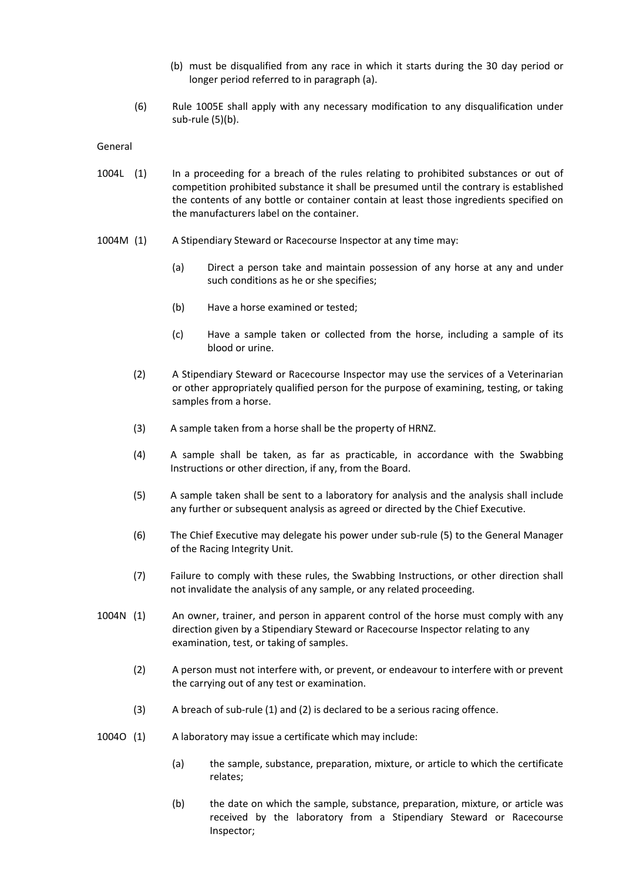(b) must be disqualified from any race in which it starts during the 30 day period or longer period referred to in paragraph (a).

(6) Rule 1005E shall apply with any necessary modification to any disqualification under sub-rule (5)(b).

General

1004L (1) In a proceeding for a breach of the rules relating to prohibited substances or out of competition prohibited substance it shall be presumed until the contrary is established the contents of any bottle or container contain at least those ingredients specified on the manufacturers label on the container.

1004M (1) A Stipendiary Steward or Racecourse Inspector at any time may:

(a) Direct a person take and maintain possession of any horse at any and under such conditions as he or she specifies;

(b) Have a horse examined or tested;

(c) Have a sample taken or collected from the horse, including a sample of its blood or urine.

(2) A Stipendiary Steward or Racecourse Inspector may use the services of a Veterinarian or other appropriately qualified person for the purpose of examining, testing, or taking samples from a horse.

(3) A sample taken from a horse shall be the property of HRNZ.

(4) A sample shall be taken, as far as practicable, in accordance with the Swabbing Instructions or other direction, if any, from the Board.

(5) A sample taken shall be sent to a laboratory for analysis and the analysis shall include any further or subsequent analysis as agreed or directed by the Chief Executive.

(6) The Chief Executive may delegate his power under sub-rule (5) to the General Manager of the Racing Integrity Unit.

(7) Failure to comply with these rules, the Swabbing Instructions, or other direction shall not invalidate the analysis of any sample, or any related proceeding.

1004N (1) An owner, trainer, and person in apparent control of the horse must comply with any direction given by a Stipendiary Steward or Racecourse Inspector relating to any examination, test, or taking of samples.

(2) A person must not interfere with, or prevent, or endeavour to interfere with or prevent the carrying out of any test or examination.

(3) A breach of sub-rule (1) and (2) is declared to be a serious racing offence.

1004O (1) A laboratory may issue a certificate which may include:

(a) the sample, substance, preparation, mixture, or article to which the certificate relates;

(b) the date on which the sample, substance, preparation, mixture, or article was received by the laboratory from a Stipendiary Steward or Racecourse Inspector;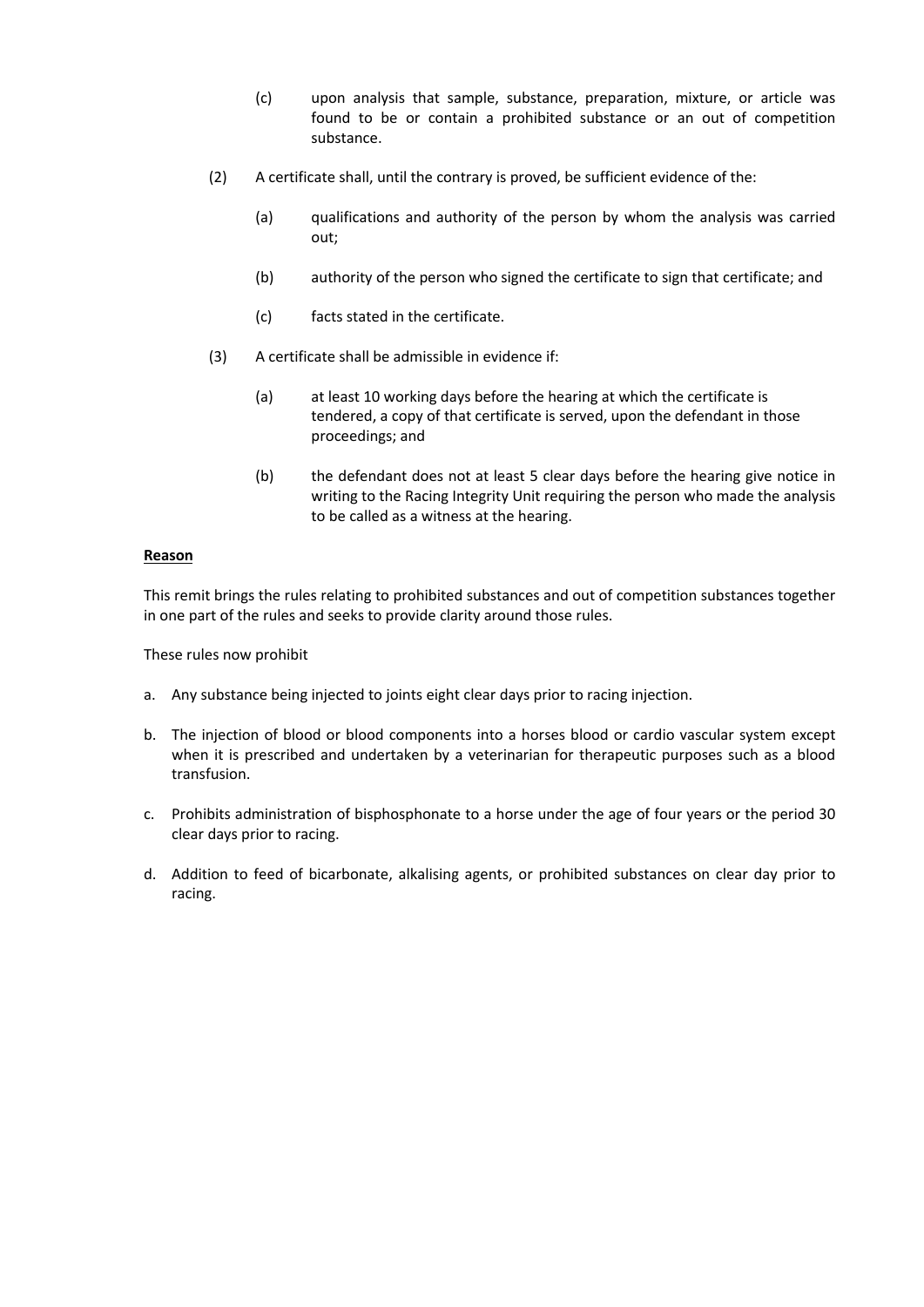(c) upon analysis that sample, substance, preparation, mixture, or article was found to be or contain a prohibited substance or an out of competition substance.

(2) A certificate shall, until the contrary is proved, be sufficient evidence of the:

(a) qualifications and authority of the person by whom the analysis was carried out;

(b) authority of the person who signed the certificate to sign that certificate; and

(c) facts stated in the certificate.

(3) A certificate shall be admissible in evidence if:

(a) at least 10 working days before the hearing at which the certificate is tendered, a copy of that certificate is served, upon the defendant in those proceedings; and

(b) the defendant does not at least 5 clear days before the hearing give notice in writing to the Racing Integrity Unit requiring the person who made the analysis to be called as a witness at the hearing.

**Reason**

This remit brings the rules relating to prohibited substances and out of competition substances together in one part of the rules and seeks to provide clarity around those rules.

These rules now prohibit

a. Any substance being injected to joints eight clear days prior to racing injection.

b. The injection of blood or blood components into a horses blood or cardio vascular system except when it is prescribed and undertaken by a veterinarian for therapeutic purposes such as a blood transfusion.

c. Prohibits administration of bisphosphonate to a horse under the age of four years or the period 30 clear days prior to racing.

d. Addition to feed of bicarbonate, alkalising agents, or prohibited substances on clear day prior to racing.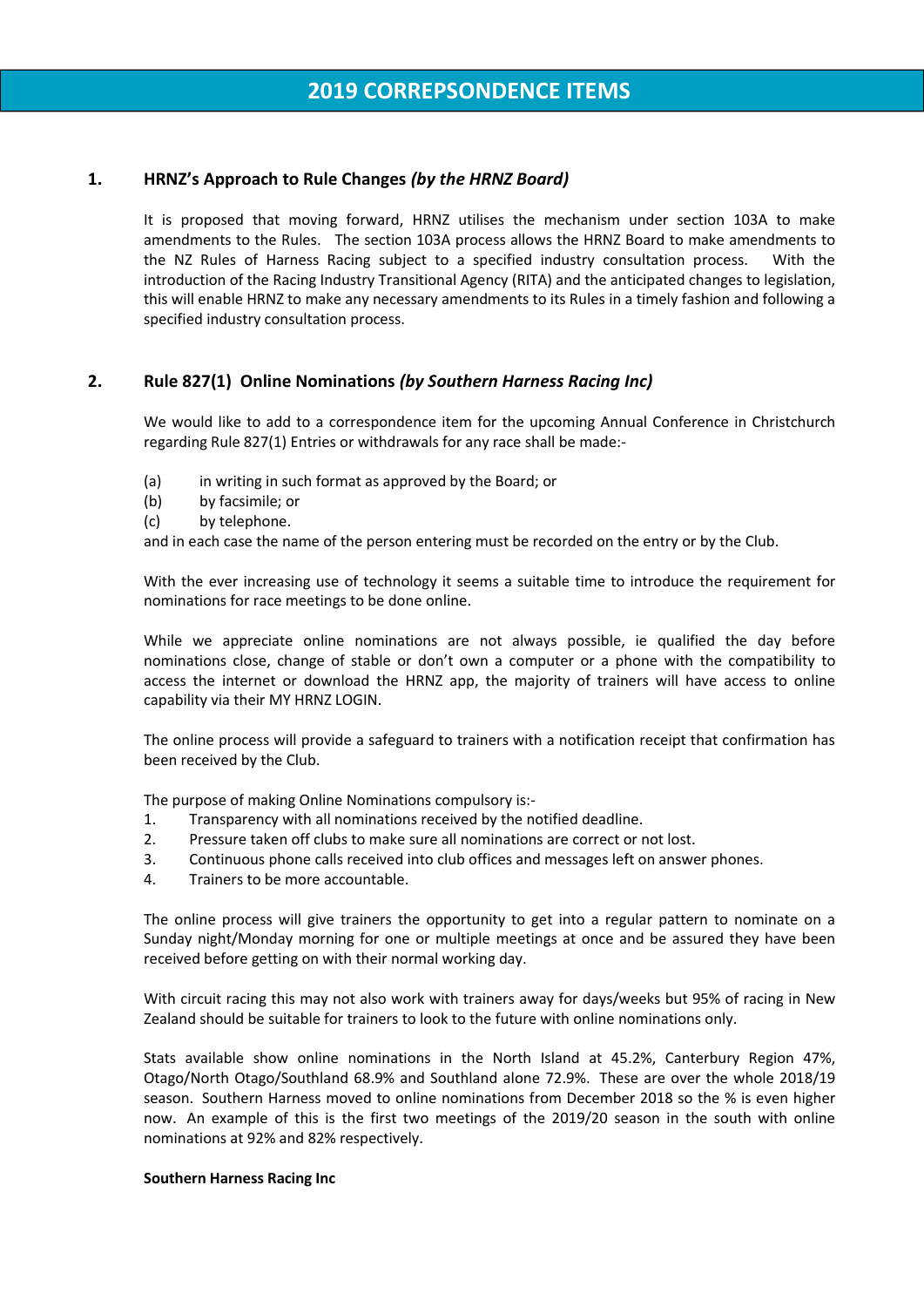# 2019 CORREPSONDENCE ITEMS

## 1. HRNZ's Approach to Rule Changes *(by the HRNZ Board)*

It is proposed that moving forward, HRNZ utilises the mechanism under section 103A to make amendments to the Rules. The section 103A process allows the HRNZ Board to make amendments to the NZ Rules of Harness Racing subject to a specified industry consultation process. With the introduction of the Racing Industry Transitional Agency (RITA) and the anticipated changes to legislation, this will enable HRNZ to make any necessary amendments to its Rules in a timely fashion and following a specified industry consultation process.

## 2. Rule 827(1) Online Nominations *(by Southern Harness Racing Inc)*

We would like to add to a correspondence item for the upcoming Annual Conference in Christchurch regarding Rule 827(1) Entries or withdrawals for any race shall be made:-

(a) in writing in such format as approved by the Board; or
(b) by facsimile; or
(c) by telephone.

and in each case the name of the person entering must be recorded on the entry or by the Club.

With the ever increasing use of technology it seems a suitable time to introduce the requirement for nominations for race meetings to be done online.

While we appreciate online nominations are not always possible, ie qualified the day before nominations close, change of stable or don't own a computer or a phone with the compatibility to access the internet or download the HRNZ app, the majority of trainers will have access to online capability via their MY HRNZ LOGIN.

The online process will provide a safeguard to trainers with a notification receipt that confirmation has been received by the Club.

The purpose of making Online Nominations compulsory is:-

1. Transparency with all nominations received by the notified deadline.
2. Pressure taken off clubs to make sure all nominations are correct or not lost.
3. Continuous phone calls received into club offices and messages left on answer phones.
4. Trainers to be more accountable.

The online process will give trainers the opportunity to get into a regular pattern to nominate on a Sunday night/Monday morning for one or multiple meetings at once and be assured they have been received before getting on with their normal working day.

With circuit racing this may not also work with trainers away for days/weeks but 95% of racing in New Zealand should be suitable for trainers to look to the future with online nominations only.

Stats available show online nominations in the North Island at 45.2%, Canterbury Region 47%, Otago/North Otago/Southland 68.9% and Southland alone 72.9%. These are over the whole 2018/19 season. Southern Harness moved to online nominations from December 2018 so the % is even higher now. An example of this is the first two meetings of the 2019/20 season in the south with online nominations at 92% and 82% respectively.

**Southern Harness Racing Inc**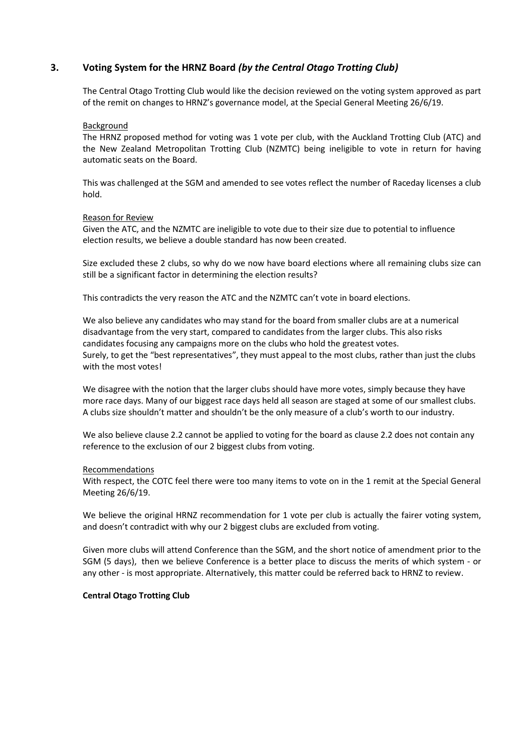## 3. Voting System for the HRNZ Board *(by the Central Otago Trotting Club)*

The Central Otago Trotting Club would like the decision reviewed on the voting system approved as part of the remit on changes to HRNZ's governance model, at the Special General Meeting 26/6/19.

Background

The HRNZ proposed method for voting was 1 vote per club, with the Auckland Trotting Club (ATC) and the New Zealand Metropolitan Trotting Club (NZMTC) being ineligible to vote in return for having automatic seats on the Board.

This was challenged at the SGM and amended to see votes reflect the number of Raceday licenses a club hold.

Reason for Review

Given the ATC, and the NZMTC are ineligible to vote due to their size due to potential to influence election results, we believe a double standard has now been created.

Size excluded these 2 clubs, so why do we now have board elections where all remaining clubs size can still be a significant factor in determining the election results?

This contradicts the very reason the ATC and the NZMTC can't vote in board elections.

We also believe any candidates who may stand for the board from smaller clubs are at a numerical disadvantage from the very start, compared to candidates from the larger clubs. This also risks candidates focusing any campaigns more on the clubs who hold the greatest votes.
Surely, to get the "best representatives", they must appeal to the most clubs, rather than just the clubs with the most votes!

We disagree with the notion that the larger clubs should have more votes, simply because they have more race days. Many of our biggest race days held all season are staged at some of our smallest clubs. A clubs size shouldn't matter and shouldn't be the only measure of a club's worth to our industry.

We also believe clause 2.2 cannot be applied to voting for the board as clause 2.2 does not contain any reference to the exclusion of our 2 biggest clubs from voting.

Recommendations

With respect, the COTC feel there were too many items to vote on in the 1 remit at the Special General Meeting 26/6/19.

We believe the original HRNZ recommendation for 1 vote per club is actually the fairer voting system, and doesn't contradict with why our 2 biggest clubs are excluded from voting.

Given more clubs will attend Conference than the SGM, and the short notice of amendment prior to the SGM (5 days), then we believe Conference is a better place to discuss the merits of which system - or any other - is most appropriate. Alternatively, this matter could be referred back to HRNZ to review.

**Central Otago Trotting Club**